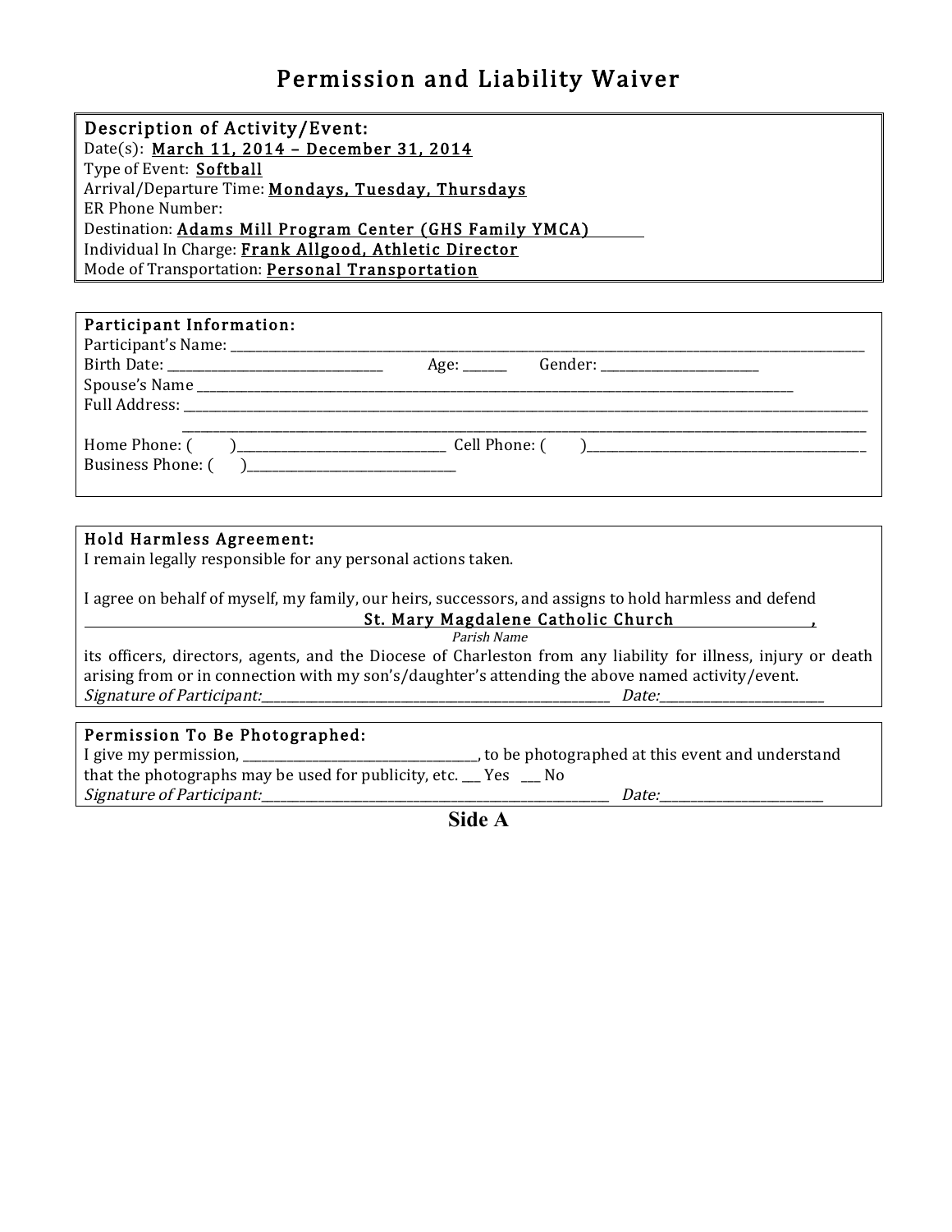# Permission and Liability Waiver

## Description of Activity/Event:

Date(s): March 11, 2014 – December 31, 2014
Type of Event: Softball
Arrival/Departure Time: Mondays, Tuesday, Thursdays
ER Phone Number:
Destination: Adams Mill Program Center (GHS Family YMCA)
Individual In Charge: Frank Allgood, Athletic Director
Mode of Transportation: Personal Transportation

## Participant Information:

Participant's Name: ________________________________________________
Birth Date: ______________________ Age: ______ Gender: __________________
Spouse's Name ________________________________________________
Full Address: ________________________________________________
________________________________________________
Home Phone: ( )______________________ Cell Phone: ( )______________________
Business Phone: ( )______________________

## Hold Harmless Agreement:

I remain legally responsible for any personal actions taken.

I agree on behalf of myself, my family, our heirs, successors, and assigns to hold harmless and defend

St. Mary Magdalene Catholic Church ,
*Parish Name*

its officers, directors, agents, and the Diocese of Charleston from any liability for illness, injury or death arising from or in connection with my son's/daughter's attending the above named activity/event.

*Signature of Participant:*______________________________ *Date:*________________

## Permission To Be Photographed:

I give my permission, ______________________, to be photographed at this event and understand that the photographs may be used for publicity, etc. ___ Yes ___ No

*Signature of Participant:*______________________________ *Date:*________________

**Side A**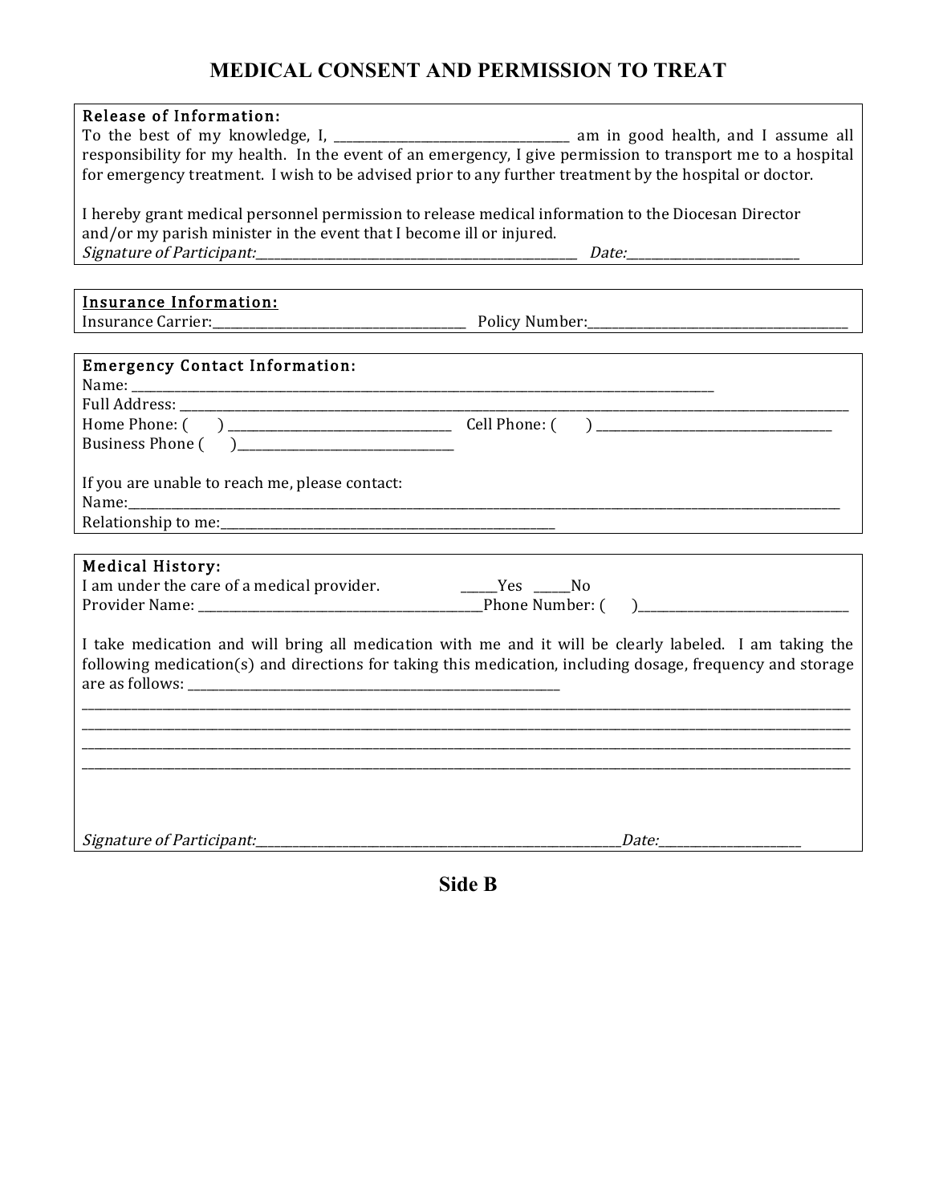# MEDICAL CONSENT AND PERMISSION TO TREAT

**Release of Information:**

To the best of my knowledge, I, ____________________________________ am in good health, and I assume all responsibility for my health. In the event of an emergency, I give permission to transport me to a hospital for emergency treatment. I wish to be advised prior to any further treatment by the hospital or doctor.

I hereby grant medical personnel permission to release medical information to the Diocesan Director and/or my parish minister in the event that I become ill or injured.

*Signature of Participant:*_____________________________________________________ *Date:*___________________________

**Insurance Information:**

Insurance Carrier:_________________________________________ Policy Number:__________________________________________

**Emergency Contact Information:**

Name: ______________________________________________________________________________________________

Full Address: _____________________________________________________________________________________________________

Home Phone: ( ) ____________________________________ Cell Phone: ( ) ____________________________________

Business Phone ( )____________________________________

If you are unable to reach me, please contact:

Name:_______________________________________________________________________________________________________________

Relationship to me:_______________________________________________________

**Medical History:**

I am under the care of a medical provider. ______Yes ______No

Provider Name: ______________________________________________Phone Number: ( )__________________________________

I take medication and will bring all medication with me and it will be clearly labeled. I am taking the following medication(s) and directions for taking this medication, including dosage, frequency and storage are as follows: _____________________________________________________________

______________________________________________________________________________________________________________________

______________________________________________________________________________________________________________________

______________________________________________________________________________________________________________________

______________________________________________________________________________________________________________________

*Signature of Participant:*________________________________________________________________*Date:*______________________

**Side B**